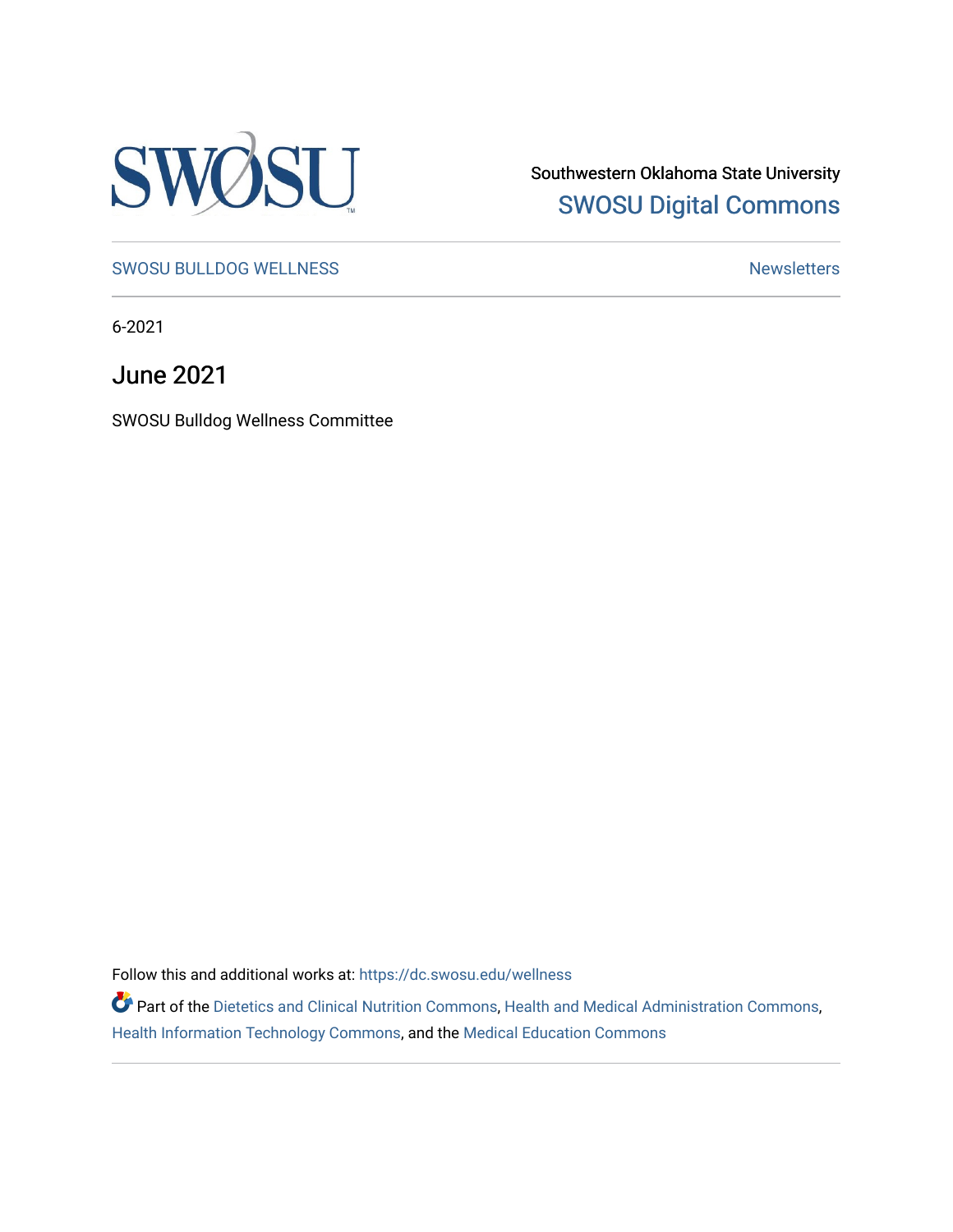Southwestern Oklahoma State University

SWOSU Digital Commons

SWOSU BULLDOG WELLNESS

Newsletters

6-2021

# June 2021

SWOSU Bulldog Wellness Committee

Follow this and additional works at: https://dc.swosu.edu/wellness

Part of the Dietetics and Clinical Nutrition Commons, Health and Medical Administration Commons, Health Information Technology Commons, and the Medical Education Commons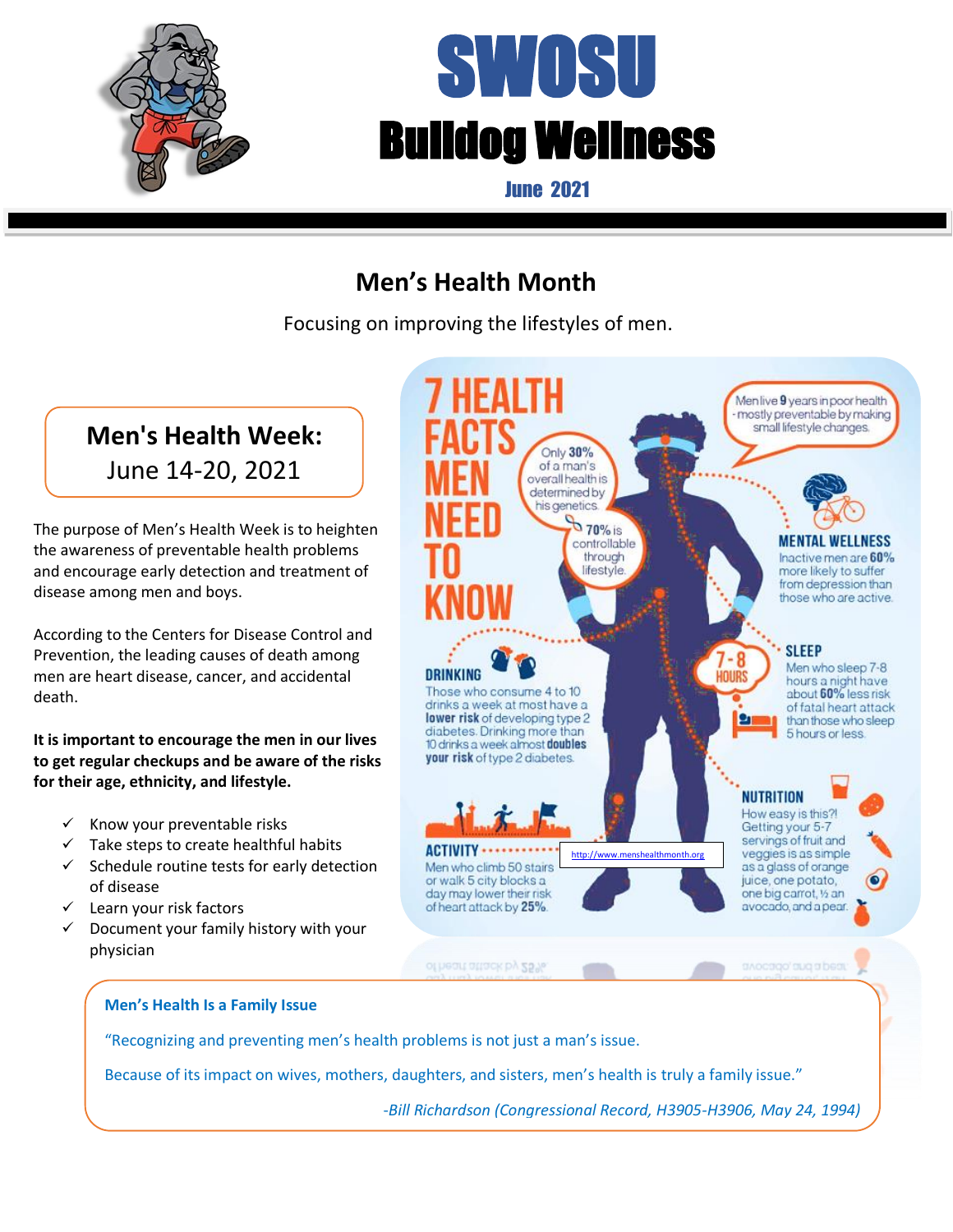# SWOSU

# Bulldog Wellness

June 2021

## Men's Health Month

Focusing on improving the lifestyles of men.

### Men's Health Week:

June 14-20, 2021

The purpose of Men's Health Week is to heighten the awareness of preventable health problems and encourage early detection and treatment of disease among men and boys.

According to the Centers for Disease Control and Prevention, the leading causes of death among men are heart disease, cancer, and accidental death.

**It is important to encourage the men in our lives to get regular checkups and be aware of the risks for their age, ethnicity, and lifestyle.**

- ✓ Know your preventable risks
- ✓ Take steps to create healthful habits
- ✓ Schedule routine tests for early detection of disease
- ✓ Learn your risk factors
- ✓ Document your family history with your physician

## 7 HEALTH FACTS MEN NEED TO KNOW

Men live **9** years in poor health - mostly preventable by making small lifestyle changes.

Only **30%** of a man's overall health is determined by his genetics.

**70%** is controllable through lifestyle.

**MENTAL WELLNESS**
Inactive men are **60%** more likely to suffer from depression than those who are active.

**SLEEP**
7-8 HOURS
Men who sleep 7-8 hours a night have about **60%** less risk of fatal heart attack than those who sleep 5 hours or less.

**DRINKING**
Those who consume 4 to 10 drinks a week at most have a **lower risk** of developing type 2 diabetes. Drinking more than 10 drinks a week almost **doubles your risk** of type 2 diabetes.

**NUTRITION**
How easy is this?! Getting your 5-7 servings of fruit and veggies is as simple as a glass of orange juice, one potato, one big carrot, ½ an avocado, and a pear.

**ACTIVITY**
Men who climb 50 stairs or walk 5 city blocks a day may lower their risk of heart attack by **25%**.

http://www.menshealthmonth.org

**Men's Health Is a Family Issue**

"Recognizing and preventing men's health problems is not just a man's issue.

Because of its impact on wives, mothers, daughters, and sisters, men's health is truly a family issue."

*-Bill Richardson (Congressional Record, H3905-H3906, May 24, 1994)*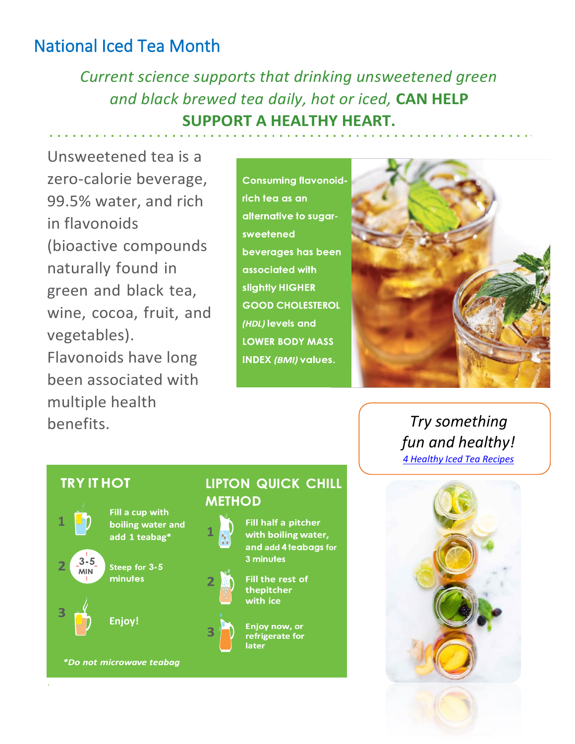# National Iced Tea Month

*Current science supports that drinking unsweetened green and black brewed tea daily, hot or iced,* **CAN HELP SUPPORT A HEALTHY HEART.**

Unsweetened tea is a zero-calorie beverage, 99.5% water, and rich in flavonoids (bioactive compounds naturally found in green and black tea, wine, cocoa, fruit, and vegetables). Flavonoids have long been associated with multiple health benefits.

**Consuming flavonoid-rich tea as an alternative to sugar-sweetened beverages has been associated with slightly HIGHER GOOD CHOLESTEROL *(HDL)* levels and LOWER BODY MASS INDEX *(BMI)* values.**

*Try something fun and healthy!*
*[4 Healthy Iced Tea Recipes]*

## TRY IT HOT

1. Fill a cup with boiling water and add 1 teabag*
2. Steep for 3-5 minutes
3. Enjoy!

**Do not microwave teabag*

## LIPTON QUICK CHILL METHOD

1. Fill half a pitcher with boiling water, and add 4 teabags for 3 minutes
2. Fill the rest of thepitcher with ice
3. Enjoy now, or refrigerate for later